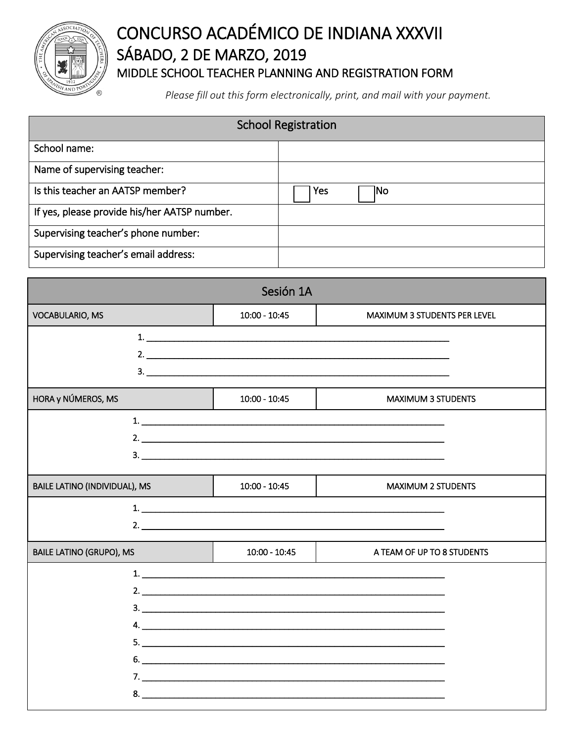# CONCURSO ACADÉMICO DE INDIANA XXXVII

## SÁBADO, 2 DE MARZO, 2019

### MIDDLE SCHOOL TEACHER PLANNING AND REGISTRATION FORM

*Please fill out this form electronically, print, and mail with your payment.*

| School Registration | |
|---|---|
| School name: | |
| Name of supervising teacher: | |
| Is this teacher an AATSP member? | ☐ Yes ☐ No |
| If yes, please provide his/her AATSP number. | |
| Supervising teacher's phone number: | |
| Supervising teacher's email address: | |

## Sesión 1A

| VOCABULARIO, MS | 10:00 - 10:45 | MAXIMUM 3 STUDENTS PER LEVEL |
|---|---|---|

1. ______________________________
2. ______________________________
3. ______________________________

| HORA y NÚMEROS, MS | 10:00 - 10:45 | MAXIMUM 3 STUDENTS |
|---|---|---|

1. ______________________________
2. ______________________________
3. ______________________________

| BAILE LATINO (INDIVIDUAL), MS | 10:00 - 10:45 | MAXIMUM 2 STUDENTS |
|---|---|---|

1. ______________________________
2. ______________________________

| BAILE LATINO (GRUPO), MS | 10:00 - 10:45 | A TEAM OF UP TO 8 STUDENTS |
|---|---|---|

1. ______________________________
2. ______________________________
3. ______________________________
4. ______________________________
5. ______________________________
6. ______________________________
7. ______________________________
8. ______________________________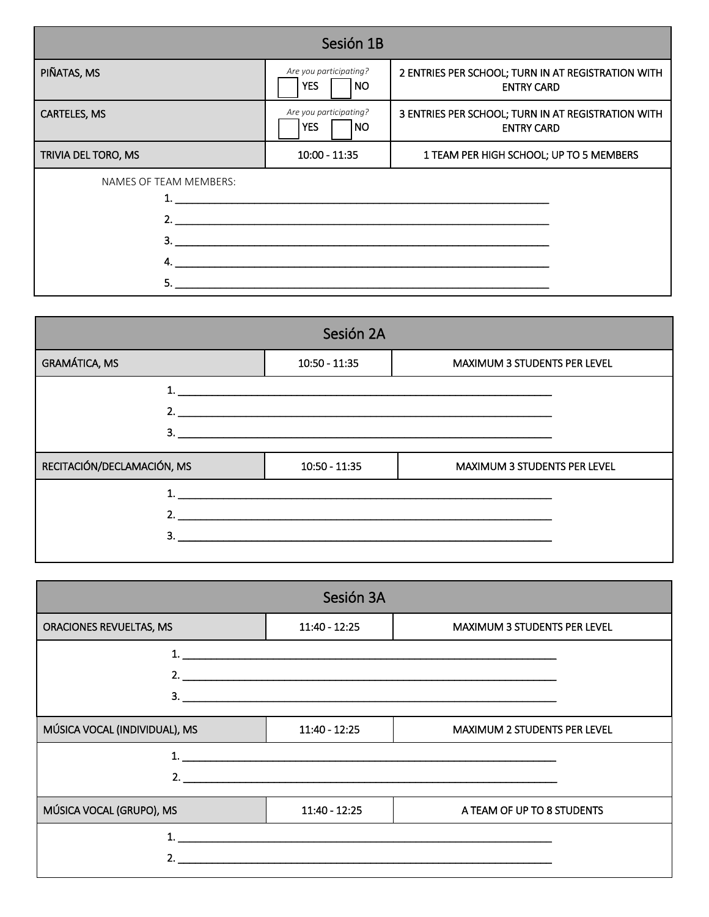## Sesión 1B

| | | |
|---|---|---|
| PIÑATAS, MS | *Are you participating?* ☐ YES ☐ NO | 2 ENTRIES PER SCHOOL; TURN IN AT REGISTRATION WITH ENTRY CARD |
| CARTELES, MS | *Are you participating?* ☐ YES ☐ NO | 3 ENTRIES PER SCHOOL; TURN IN AT REGISTRATION WITH ENTRY CARD |
| TRIVIA DEL TORO, MS | 10:00 - 11:35 | 1 TEAM PER HIGH SCHOOL; UP TO 5 MEMBERS |

NAMES OF TEAM MEMBERS:

1. ______________________________
2. ______________________________
3. ______________________________
4. ______________________________
5. ______________________________

## Sesión 2A

| | | |
|---|---|---|
| GRAMÁTICA, MS | 10:50 - 11:35 | MAXIMUM 3 STUDENTS PER LEVEL |

1. ______________________________
2. ______________________________
3. ______________________________

| | | |
|---|---|---|
| RECITACIÓN/DECLAMACIÓN, MS | 10:50 - 11:35 | MAXIMUM 3 STUDENTS PER LEVEL |

1. ______________________________
2. ______________________________
3. ______________________________

## Sesión 3A

| | | |
|---|---|---|
| ORACIONES REVUELTAS, MS | 11:40 - 12:25 | MAXIMUM 3 STUDENTS PER LEVEL |

1. ______________________________
2. ______________________________
3. ______________________________

| | | |
|---|---|---|
| MÚSICA VOCAL (INDIVIDUAL), MS | 11:40 - 12:25 | MAXIMUM 2 STUDENTS PER LEVEL |

1. ______________________________
2. ______________________________

| | | |
|---|---|---|
| MÚSICA VOCAL (GRUPO), MS | 11:40 - 12:25 | A TEAM OF UP TO 8 STUDENTS |

1. ______________________________
2. ______________________________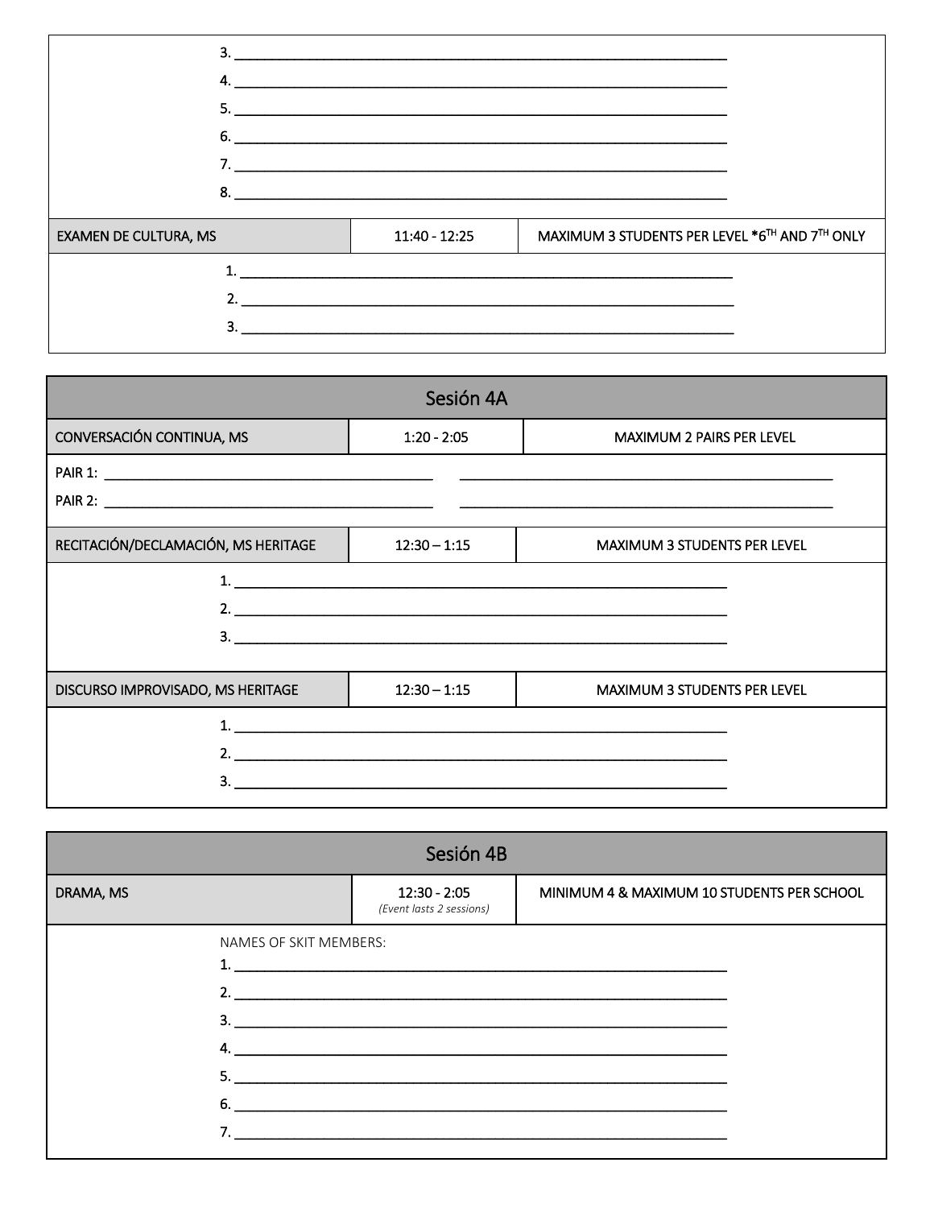3. ______________________________________________________________
4. ______________________________________________________________
5. ______________________________________________________________
6. ______________________________________________________________
7. ______________________________________________________________
8. ______________________________________________________________

| EXAMEN DE CULTURA, MS | 11:40 - 12:25 | MAXIMUM 3 STUDENTS PER LEVEL *6TH AND 7TH ONLY |
|---|---|---|

1. ______________________________________________________________
2. ______________________________________________________________
3. ______________________________________________________________

## Sesión 4A

| CONVERSACIÓN CONTINUA, MS | 1:20 - 2:05 | MAXIMUM 2 PAIRS PER LEVEL |
|---|---|---|

PAIR 1: ______________________________________ ______________________________________

PAIR 2: ______________________________________ ______________________________________

| RECITACIÓN/DECLAMACIÓN, MS HERITAGE | 12:30 – 1:15 | MAXIMUM 3 STUDENTS PER LEVEL |
|---|---|---|

1. ______________________________________________________________
2. ______________________________________________________________
3. ______________________________________________________________

| DISCURSO IMPROVISADO, MS HERITAGE | 12:30 – 1:15 | MAXIMUM 3 STUDENTS PER LEVEL |
|---|---|---|

1. ______________________________________________________________
2. ______________________________________________________________
3. ______________________________________________________________

## Sesión 4B

| DRAMA, MS | 12:30 - 2:05 *(Event lasts 2 sessions)* | MINIMUM 4 & MAXIMUM 10 STUDENTS PER SCHOOL |
|---|---|---|

NAMES OF SKIT MEMBERS:

1. ______________________________________________________________
2. ______________________________________________________________
3. ______________________________________________________________
4. ______________________________________________________________
5. ______________________________________________________________
6. ______________________________________________________________
7. ______________________________________________________________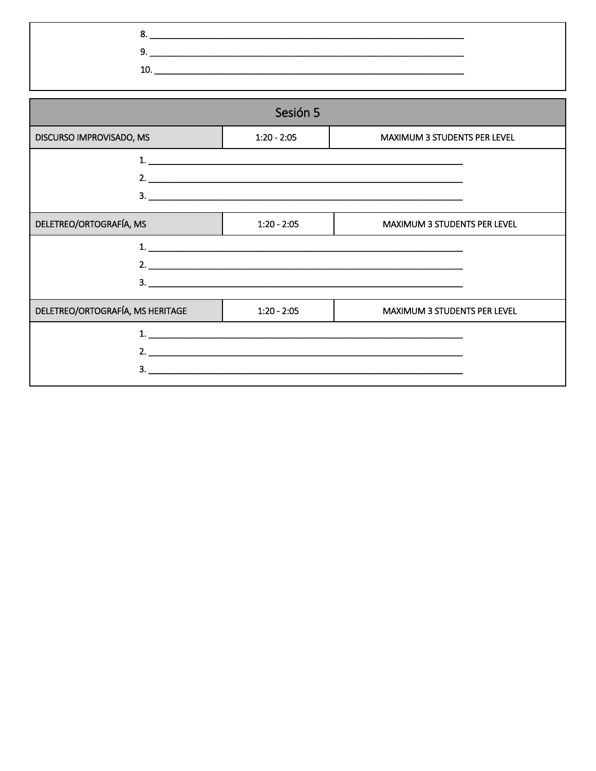8. ____________________________________________________________
9. ____________________________________________________________
10. ____________________________________________________________

## Sesión 5

| DISCURSO IMPROVISADO, MS | 1:20 - 2:05 | MAXIMUM 3 STUDENTS PER LEVEL |
|---|---|---|

1. ____________________________________________________________
2. ____________________________________________________________
3. ____________________________________________________________

| DELETREO/ORTOGRAFÍA, MS | 1:20 - 2:05 | MAXIMUM 3 STUDENTS PER LEVEL |
|---|---|---|

1. ____________________________________________________________
2. ____________________________________________________________
3. ____________________________________________________________

| DELETREO/ORTOGRAFÍA, MS HERITAGE | 1:20 - 2:05 | MAXIMUM 3 STUDENTS PER LEVEL |
|---|---|---|

1. ____________________________________________________________
2. ____________________________________________________________
3. ____________________________________________________________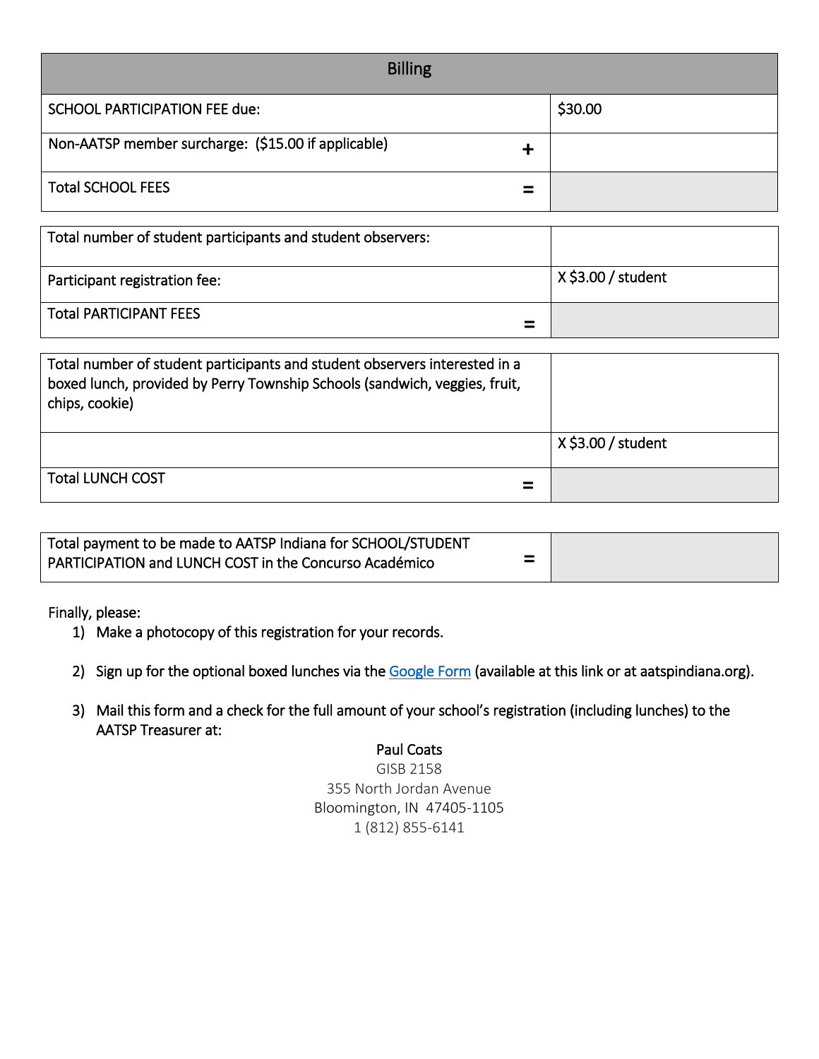| Billing | | |
|---|---|---|
| SCHOOL PARTICIPATION FEE due: | | $30.00 |
| Non-AATSP member surcharge: ($15.00 if applicable) | + | |
| Total SCHOOL FEES | = | |

| | | |
|---|---|---|
| Total number of student participants and student observers: | | |
| Participant registration fee: | | X $3.00 / student |
| Total PARTICIPANT FEES | = | |

| | | |
|---|---|---|
| Total number of student participants and student observers interested in a boxed lunch, provided by Perry Township Schools (sandwich, veggies, fruit, chips, cookie) | | |
| | | X $3.00 / student |
| Total LUNCH COST | = | |

| | | |
|---|---|---|
| Total payment to be made to AATSP Indiana for SCHOOL/STUDENT PARTICIPATION and LUNCH COST in the Concurso Académico | = | |

Finally, please:

1) Make a photocopy of this registration for your records.

2) Sign up for the optional boxed lunches via the Google Form (available at this link or at aatspindiana.org).

3) Mail this form and a check for the full amount of your school's registration (including lunches) to the AATSP Treasurer at:

Paul Coats
GISB 2158
355 North Jordan Avenue
Bloomington, IN 47405-1105
1 (812) 855-6141